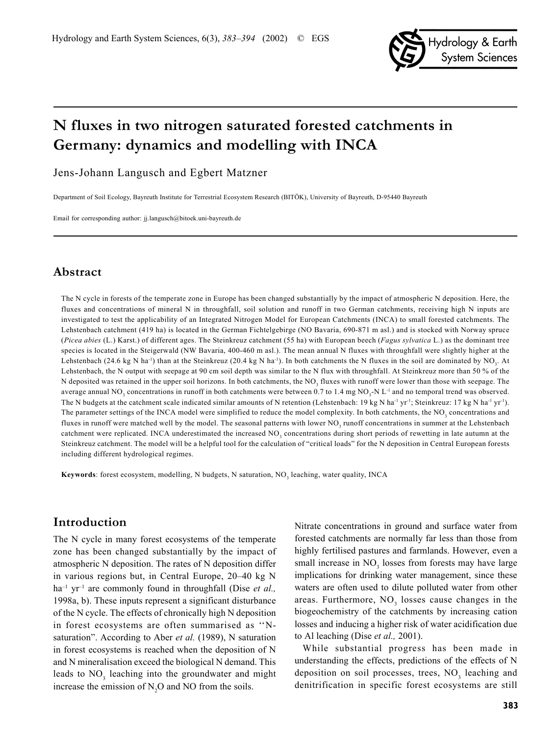# N fluxes in two nitrogen saturated forested catchments in Germany: dynamics and modelling with INCA

Jens-Johann Langusch and Egbert Matzner

Department of Soil Ecology, Bayreuth Institute for Terrestrial Ecosystem Research (BITÖK), University of Bayreuth, D-95440 Bayreuth

Email for corresponding author: jj.langusch@bitoek.uni-bayreuth.de

## Abstract

The N cycle in forests of the temperate zone in Europe has been changed substantially by the impact of atmospheric N deposition. Here, the fluxes and concentrations of mineral N in throughfall, soil solution and runoff in two German catchments, receiving high N inputs are investigated to test the applicability of an Integrated Nitrogen Model for European Catchments (INCA) to small forested catchments. The Lehstenbach catchment (419 ha) is located in the German Fichtelgebirge (NO Bavaria, 690-871 m asl.) and is stocked with Norway spruce (*Picea abies* (L.) Karst.) of different ages. The Steinkreuz catchment (55 ha) with European beech (*Fagus sylvatica* L.) as the dominant tree species is located in the Steigerwald (NW Bavaria, 400-460 m asl.). The mean annual N fluxes with throughfall were slightly higher at the Lehstenbach (24.6 kg N $ha^{-1}$) than at the Steinkreuz (20.4 kg N $ha^{-1}$). In both catchments the N fluxes in the soil are dominated by $NO_3$. At Lehstenbach, the N output with seepage at 90 cm soil depth was similar to the N flux with throughfall. At Steinkreuz more than 50 % of the N deposited was retained in the upper soil horizons. In both catchments, the $NO_3$ fluxes with runoff were lower than those with seepage. The average annual $NO_3$ concentrations in runoff in both catchments were between 0.7 to 1.4 mg $NO_3$-N $L^{-1}$ and no temporal trend was observed. The N budgets at the catchment scale indicated similar amounts of N retention (Lehstenbach: 19 kg N $ha^{-1}$ $yr^{-1}$; Steinkreuz: 17 kg N $ha^{-1}$ $yr^{-1}$). The parameter settings of the INCA model were simplified to reduce the model complexity. In both catchments, the $NO_3$ concentrations and fluxes in runoff were matched well by the model. The seasonal patterns with lower $NO_3$ runoff concentrations in summer at the Lehstenbach catchment were replicated. INCA underestimated the increased $NO_3$ concentrations during short periods of rewetting in late autumn at the Steinkreuz catchment. The model will be a helpful tool for the calculation of "critical loads" for the N deposition in Central European forests including different hydrological regimes.

**Keywords**: forest ecosystem, modelling, N budgets, N saturation, $NO_3$ leaching, water quality, INCA

## Introduction

The N cycle in many forest ecosystems of the temperate zone has been changed substantially by the impact of atmospheric N deposition. The rates of N deposition differ in various regions but, in Central Europe, 20–40 kg N $ha^{-1}$ $yr^{-1}$ are commonly found in throughfall (Dise *et al.,* 1998a, b). These inputs represent a significant disturbance of the N cycle. The effects of chronically high N deposition in forest ecosystems are often summarised as ''N-saturation". According to Aber *et al.* (1989), N saturation in forest ecosystems is reached when the deposition of N and N mineralisation exceed the biological N demand. This leads to $NO_3$ leaching into the groundwater and might increase the emission of $N_2O$ and NO from the soils.

Nitrate concentrations in ground and surface water from forested catchments are normally far less than those from highly fertilised pastures and farmlands. However, even a small increase in $NO_3$ losses from forests may have large implications for drinking water management, since these waters are often used to dilute polluted water from other areas. Furthermore, $NO_3$ losses cause changes in the biogeochemistry of the catchments by increasing cation losses and inducing a higher risk of water acidification due to Al leaching (Dise *et al.,* 2001).

While substantial progress has been made in understanding the effects, predictions of the effects of N deposition on soil processes, trees, $NO_3$ leaching and denitrification in specific forest ecosystems are still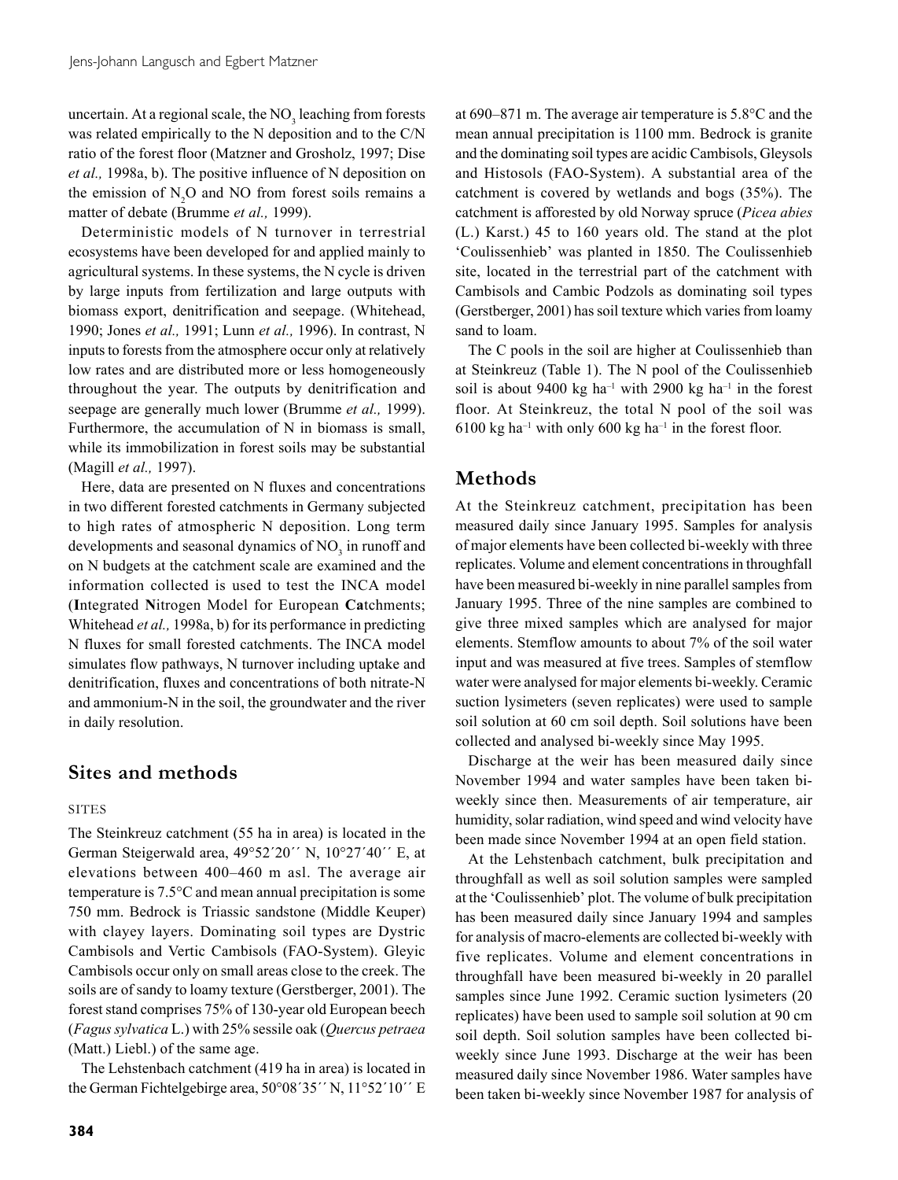uncertain. At a regional scale, the $NO_3$ leaching from forests was related empirically to the N deposition and to the C/N ratio of the forest floor (Matzner and Grosholz, 1997; Dise *et al.,* 1998a, b). The positive influence of N deposition on the emission of $N_2O$ and NO from forest soils remains a matter of debate (Brumme *et al.,* 1999).

Deterministic models of N turnover in terrestrial ecosystems have been developed for and applied mainly to agricultural systems. In these systems, the N cycle is driven by large inputs from fertilization and large outputs with biomass export, denitrification and seepage. (Whitehead, 1990; Jones *et al.,* 1991; Lunn *et al.,* 1996). In contrast, N inputs to forests from the atmosphere occur only at relatively low rates and are distributed more or less homogeneously throughout the year. The outputs by denitrification and seepage are generally much lower (Brumme *et al.,* 1999). Furthermore, the accumulation of N in biomass is small, while its immobilization in forest soils may be substantial (Magill *et al.,* 1997).

Here, data are presented on N fluxes and concentrations in two different forested catchments in Germany subjected to high rates of atmospheric N deposition. Long term developments and seasonal dynamics of $NO_3$ in runoff and on N budgets at the catchment scale are examined and the information collected is used to test the INCA model (**I**ntegrated **N**itrogen Model for European **Ca**tchments; Whitehead *et al.,* 1998a, b) for its performance in predicting N fluxes for small forested catchments. The INCA model simulates flow pathways, N turnover including uptake and denitrification, fluxes and concentrations of both nitrate-N and ammonium-N in the soil, the groundwater and the river in daily resolution.

## Sites and methods

### SITES

The Steinkreuz catchment (55 ha in area) is located in the German Steigerwald area, 49°52´20´´ N, 10°27´40´´ E, at elevations between 400–460 m asl. The average air temperature is 7.5°C and mean annual precipitation is some 750 mm. Bedrock is Triassic sandstone (Middle Keuper) with clayey layers. Dominating soil types are Dystric Cambisols and Vertic Cambisols (FAO-System). Gleyic Cambisols occur only on small areas close to the creek. The soils are of sandy to loamy texture (Gerstberger, 2001). The forest stand comprises 75% of 130-year old European beech (*Fagus sylvatica* L.) with 25% sessile oak (*Quercus petraea* (Matt.) Liebl.) of the same age.

The Lehstenbach catchment (419 ha in area) is located in the German Fichtelgebirge area, 50°08´35´´ N, 11°52´10´´ E at 690–871 m. The average air temperature is 5.8°C and the mean annual precipitation is 1100 mm. Bedrock is granite and the dominating soil types are acidic Cambisols, Gleysols and Histosols (FAO-System). A substantial area of the catchment is covered by wetlands and bogs (35%). The catchment is afforested by old Norway spruce (*Picea abies* (L.) Karst.) 45 to 160 years old. The stand at the plot 'Coulissenhieb' was planted in 1850. The Coulissenhieb site, located in the terrestrial part of the catchment with Cambisols and Cambic Podzols as dominating soil types (Gerstberger, 2001) has soil texture which varies from loamy sand to loam.

The C pools in the soil are higher at Coulissenhieb than at Steinkreuz (Table 1). The N pool of the Coulissenhieb soil is about 9400 kg $ha^{-1}$ with 2900 kg $ha^{-1}$ in the forest floor. At Steinkreuz, the total N pool of the soil was 6100 kg $ha^{-1}$ with only 600 kg $ha^{-1}$ in the forest floor.

## Methods

At the Steinkreuz catchment, precipitation has been measured daily since January 1995. Samples for analysis of major elements have been collected bi-weekly with three replicates. Volume and element concentrations in throughfall have been measured bi-weekly in nine parallel samples from January 1995. Three of the nine samples are combined to give three mixed samples which are analysed for major elements. Stemflow amounts to about 7% of the soil water input and was measured at five trees. Samples of stemflow water were analysed for major elements bi-weekly. Ceramic suction lysimeters (seven replicates) were used to sample soil solution at 60 cm soil depth. Soil solutions have been collected and analysed bi-weekly since May 1995.

Discharge at the weir has been measured daily since November 1994 and water samples have been taken bi-weekly since then. Measurements of air temperature, air humidity, solar radiation, wind speed and wind velocity have been made since November 1994 at an open field station.

At the Lehstenbach catchment, bulk precipitation and throughfall as well as soil solution samples were sampled at the 'Coulissenhieb' plot. The volume of bulk precipitation has been measured daily since January 1994 and samples for analysis of macro-elements are collected bi-weekly with five replicates. Volume and element concentrations in throughfall have been measured bi-weekly in 20 parallel samples since June 1992. Ceramic suction lysimeters (20 replicates) have been used to sample soil solution at 90 cm soil depth. Soil solution samples have been collected bi-weekly since June 1993. Discharge at the weir has been measured daily since November 1986. Water samples have been taken bi-weekly since November 1987 for analysis of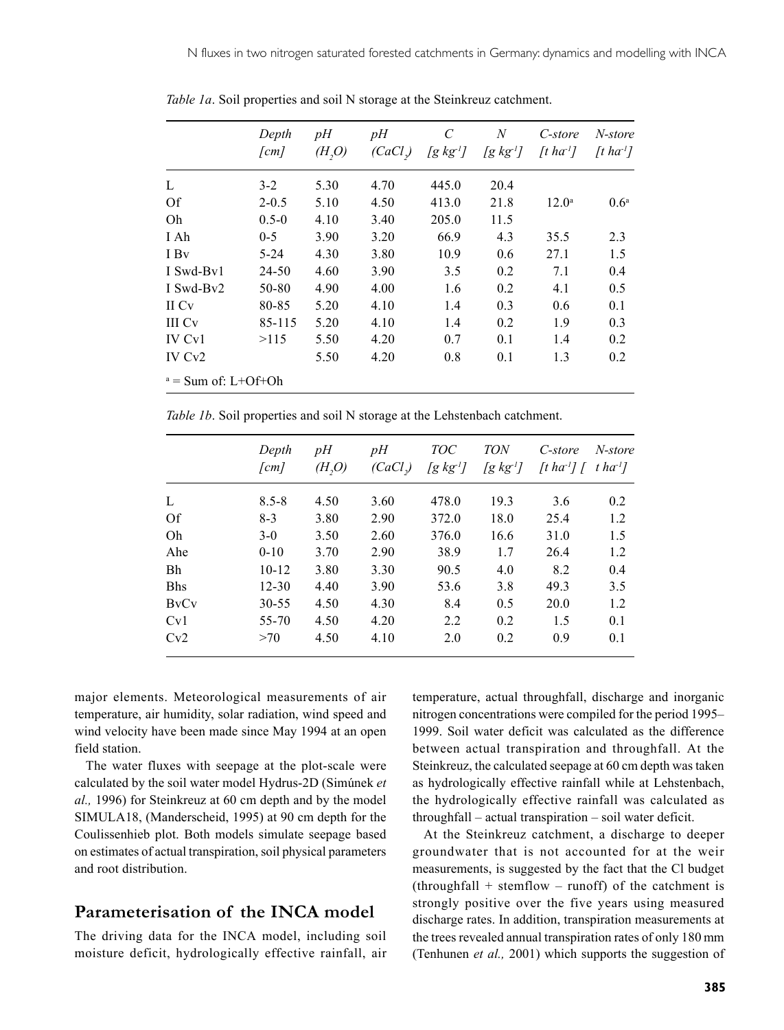*Table 1a*. Soil properties and soil N storage at the Steinkreuz catchment.

| | *Depth [cm]* | *pH ($H_2O$)* | *pH ($CaCl_2$)* | *C [g kg$^{-1}$]* | *N [g kg$^{-1}$]* | *C-store [t ha$^{-1}$]* | *N-store [t ha$^{-1}$]* |
|---|---|---|---|---|---|---|---|
| L | 3-2 | 5.30 | 4.70 | 445.0 | 20.4 | | |
| Of | 2-0.5 | 5.10 | 4.50 | 413.0 | 21.8 | 12.0[a] | 0.6[a] |
| Oh | 0.5-0 | 4.10 | 3.40 | 205.0 | 11.5 | | |
| I Ah | 0-5 | 3.90 | 3.20 | 66.9 | 4.3 | 35.5 | 2.3 |
| I Bv | 5-24 | 4.30 | 3.80 | 10.9 | 0.6 | 27.1 | 1.5 |
| I Swd-Bv1 | 24-50 | 4.60 | 3.90 | 3.5 | 0.2 | 7.1 | 0.4 |
| I Swd-Bv2 | 50-80 | 4.90 | 4.00 | 1.6 | 0.2 | 4.1 | 0.5 |
| II Cv | 80-85 | 5.20 | 4.10 | 1.4 | 0.3 | 0.6 | 0.1 |
| III Cv | 85-115 | 5.20 | 4.10 | 1.4 | 0.2 | 1.9 | 0.3 |
| IV Cv1 | >115 | 5.50 | 4.20 | 0.7 | 0.1 | 1.4 | 0.2 |
| IV Cv2 | | 5.50 | 4.20 | 0.8 | 0.1 | 1.3 | 0.2 |

[a] = Sum of: L+Of+Oh

*Table 1b*. Soil properties and soil N storage at the Lehstenbach catchment.

| | *Depth [cm]* | *pH ($H_2O$)* | *pH ($CaCl_2$)* | *TOC [g kg$^{-1}$]* | *TON [g kg$^{-1}$]* | *C-store [t ha$^{-1}$]* | *N-store [t ha$^{-1}$]* |
|---|---|---|---|---|---|---|---|
| L | 8.5-8 | 4.50 | 3.60 | 478.0 | 19.3 | 3.6 | 0.2 |
| Of | 8-3 | 3.80 | 2.90 | 372.0 | 18.0 | 25.4 | 1.2 |
| Oh | 3-0 | 3.50 | 2.60 | 376.0 | 16.6 | 31.0 | 1.5 |
| Ahe | 0-10 | 3.70 | 2.90 | 38.9 | 1.7 | 26.4 | 1.2 |
| Bh | 10-12 | 3.80 | 3.30 | 90.5 | 4.0 | 8.2 | 0.4 |
| Bhs | 12-30 | 4.40 | 3.90 | 53.6 | 3.8 | 49.3 | 3.5 |
| BvCv | 30-55 | 4.50 | 4.30 | 8.4 | 0.5 | 20.0 | 1.2 |
| Cv1 | 55-70 | 4.50 | 4.20 | 2.2 | 0.2 | 1.5 | 0.1 |
| Cv2 | >70 | 4.50 | 4.10 | 2.0 | 0.2 | 0.9 | 0.1 |

major elements. Meteorological measurements of air temperature, air humidity, solar radiation, wind speed and wind velocity have been made since May 1994 at an open field station.

The water fluxes with seepage at the plot-scale were calculated by the soil water model Hydrus-2D (Simúnek *et al.,* 1996) for Steinkreuz at 60 cm depth and by the model SIMULA18, (Manderscheid, 1995) at 90 cm depth for the Coulissenhieb plot. Both models simulate seepage based on estimates of actual transpiration, soil physical parameters and root distribution.

## Parameterisation of the INCA model

The driving data for the INCA model, including soil moisture deficit, hydrologically effective rainfall, air temperature, actual throughfall, discharge and inorganic nitrogen concentrations were compiled for the period 1995–1999. Soil water deficit was calculated as the difference between actual transpiration and throughfall. At the Steinkreuz, the calculated seepage at 60 cm depth was taken as hydrologically effective rainfall while at Lehstenbach, the hydrologically effective rainfall was calculated as throughfall – actual transpiration – soil water deficit.

At the Steinkreuz catchment, a discharge to deeper groundwater that is not accounted for at the weir measurements, is suggested by the fact that the Cl budget (throughfall + stemflow – runoff) of the catchment is strongly positive over the five years using measured discharge rates. In addition, transpiration measurements at the trees revealed annual transpiration rates of only 180 mm (Tenhunen *et al.,* 2001) which supports the suggestion of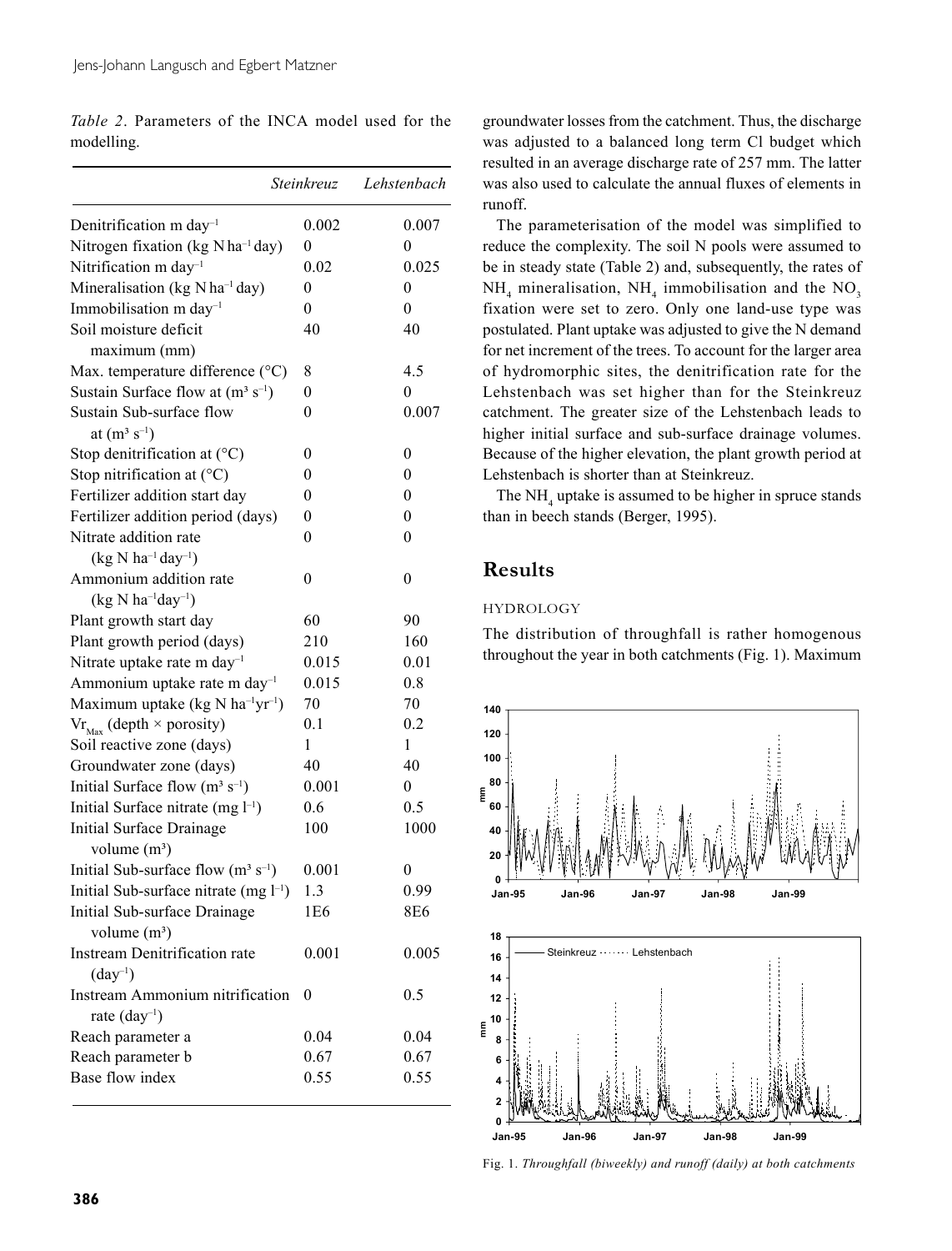*Table 2*. Parameters of the INCA model used for the modelling.

| | *Steinkreuz* | *Lehstenbach* |
|---|---|---|
| Denitrification m day$^{-1}$ | 0.002 | 0.007 |
| Nitrogen fixation (kg N ha$^{-1}$ day) | 0 | 0 |
| Nitrification m day$^{-1}$ | 0.02 | 0.025 |
| Mineralisation (kg N ha$^{-1}$ day) | 0 | 0 |
| Immobilisation m day$^{-1}$ | 0 | 0 |
| Soil moisture deficit maximum (mm) | 40 | 40 |
| Max. temperature difference (°C) | 8 | 4.5 |
| Sustain Surface flow at (m$^3$ s$^{-1}$) | 0 | 0 |
| Sustain Sub-surface flow at (m$^3$ s$^{-1}$) | 0 | 0.007 |
| Stop denitrification at (°C) | 0 | 0 |
| Stop nitrification at (°C) | 0 | 0 |
| Fertilizer addition start day | 0 | 0 |
| Fertilizer addition period (days) | 0 | 0 |
| Nitrate addition rate (kg N ha$^{-1}$ day$^{-1}$) | 0 | 0 |
| Ammonium addition rate (kg N ha$^{-1}$day$^{-1}$) | 0 | 0 |
| Plant growth start day | 60 | 90 |
| Plant growth period (days) | 210 | 160 |
| Nitrate uptake rate m day$^{-1}$ | 0.015 | 0.01 |
| Ammonium uptake rate m day$^{-1}$ | 0.015 | 0.8 |
| Maximum uptake (kg N ha$^{-1}$yr$^{-1}$) | 70 | 70 |
| $Vr_{Max}$ (depth × porosity) | 0.1 | 0.2 |
| Soil reactive zone (days) | 1 | 1 |
| Groundwater zone (days) | 40 | 40 |
| Initial Surface flow (m$^3$ s$^{-1}$) | 0.001 | 0 |
| Initial Surface nitrate (mg l$^{-1}$) | 0.6 | 0.5 |
| Initial Surface Drainage volume (m$^3$) | 100 | 1000 |
| Initial Sub-surface flow (m$^3$ s$^{-1}$) | 0.001 | 0 |
| Initial Sub-surface nitrate (mg l$^{-1}$) | 1.3 | 0.99 |
| Initial Sub-surface Drainage volume (m$^3$) | 1E6 | 8E6 |
| Instream Denitrification rate (day$^{-1}$) | 0.001 | 0.005 |
| Instream Ammonium nitrification rate (day$^{-1}$) | 0 | 0.5 |
| Reach parameter a | 0.04 | 0.04 |
| Reach parameter b | 0.67 | 0.67 |
| Base flow index | 0.55 | 0.55 |

groundwater losses from the catchment. Thus, the discharge was adjusted to a balanced long term Cl budget which resulted in an average discharge rate of 257 mm. The latter was also used to calculate the annual fluxes of elements in runoff.

The parameterisation of the model was simplified to reduce the complexity. The soil N pools were assumed to be in steady state (Table 2) and, subsequently, the rates of $NH_4$ mineralisation, $NH_4$ immobilisation and the $NO_3$ fixation were set to zero. Only one land-use type was postulated. Plant uptake was adjusted to give the N demand for net increment of the trees. To account for the larger area of hydromorphic sites, the denitrification rate for the Lehstenbach was set higher than for the Steinkreuz catchment. The greater size of the Lehstenbach leads to higher initial surface and sub-surface drainage volumes. Because of the higher elevation, the plant growth period at Lehstenbach is shorter than at Steinkreuz.

The $NH_4$ uptake is assumed to be higher in spruce stands than in beech stands (Berger, 1995).

## Results

### HYDROLOGY

The distribution of throughfall is rather homogenous throughout the year in both catchments (Fig. 1). Maximum

Fig. 1. *Throughfall (biweekly) and runoff (daily) at both catchments*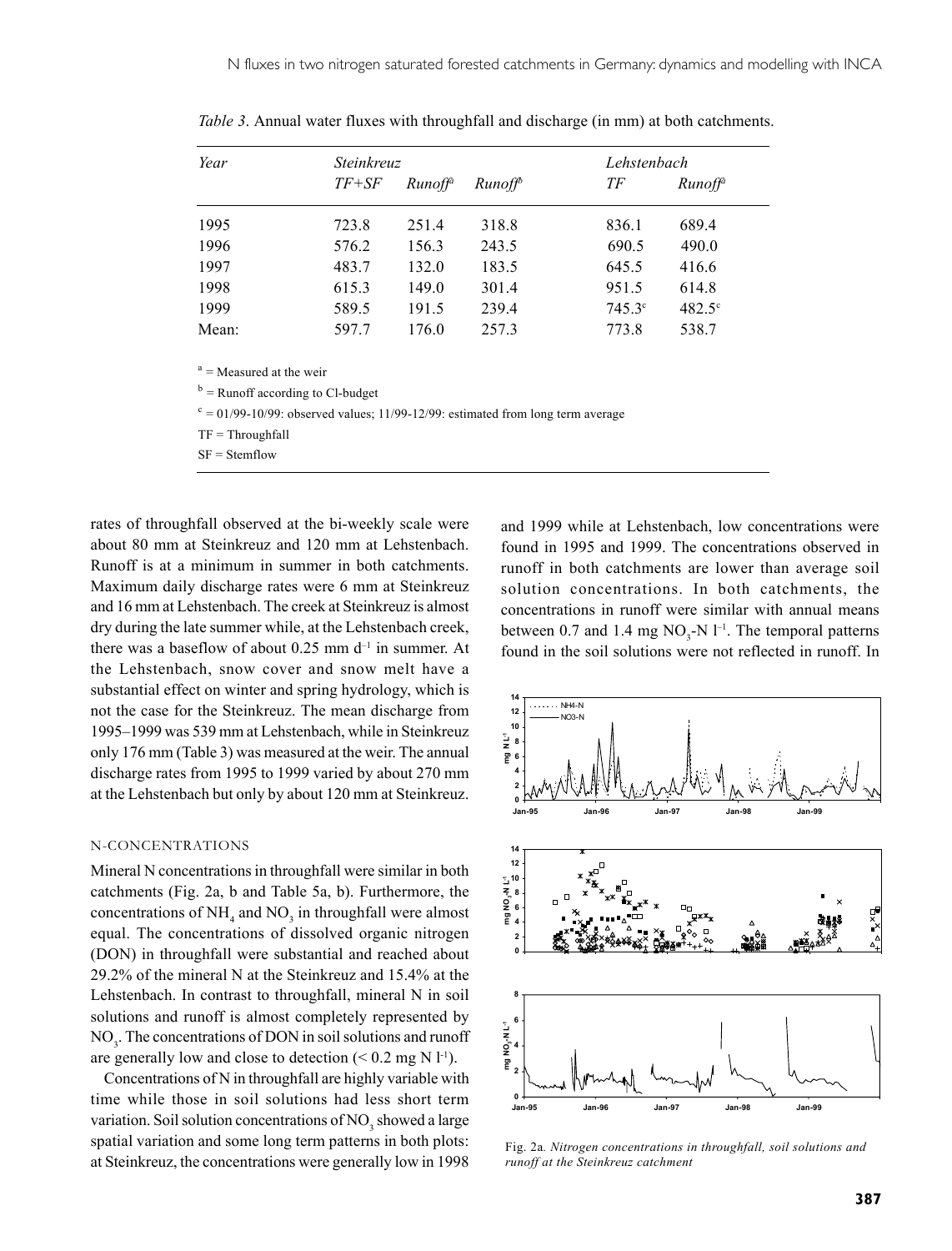*Table 3*. Annual water fluxes with throughfall and discharge (in mm) at both catchments.

| *Year* | *Steinkreuz* | | | *Lehstenbach* | |
|---|---|---|---|---|---|
| | *TF+SF* | *Runoff*[a] | *Runoff*[b] | *TF* | *Runoff*[a] |
| 1995 | 723.8 | 251.4 | 318.8 | 836.1 | 689.4 |
| 1996 | 576.2 | 156.3 | 243.5 | 690.5 | 490.0 |
| 1997 | 483.7 | 132.0 | 183.5 | 645.5 | 416.6 |
| 1998 | 615.3 | 149.0 | 301.4 | 951.5 | 614.8 |
| 1999 | 589.5 | 191.5 | 239.4 | 745.3[c] | 482.5[c] |
| Mean: | 597.7 | 176.0 | 257.3 | 773.8 | 538.7 |

[a] = Measured at the weir

[b] = Runoff according to Cl-budget

[c] = 01/99-10/99: observed values; 11/99-12/99: estimated from long term average

TF = Throughfall

SF = Stemflow

rates of throughfall observed at the bi-weekly scale were about 80 mm at Steinkreuz and 120 mm at Lehstenbach. Runoff is at a minimum in summer in both catchments. Maximum daily discharge rates were 6 mm at Steinkreuz and 16 mm at Lehstenbach. The creek at Steinkreuz is almost dry during the late summer while, at the Lehstenbach creek, there was a baseflow of about 0.25 mm $d^{-1}$ in summer. At the Lehstenbach, snow cover and snow melt have a substantial effect on winter and spring hydrology, which is not the case for the Steinkreuz. The mean discharge from 1995–1999 was 539 mm at Lehstenbach, while in Steinkreuz only 176 mm (Table 3) was measured at the weir. The annual discharge rates from 1995 to 1999 varied by about 270 mm at the Lehstenbach but only by about 120 mm at Steinkreuz.

### N-CONCENTRATIONS

Mineral N concentrations in throughfall were similar in both catchments (Fig. 2a, b and Table 5a, b). Furthermore, the concentrations of $NH_4$ and $NO_3$ in throughfall were almost equal. The concentrations of dissolved organic nitrogen (DON) in throughfall were substantial and reached about 29.2% of the mineral N at the Steinkreuz and 15.4% at the Lehstenbach. In contrast to throughfall, mineral N in soil solutions and runoff is almost completely represented by $NO_3$. The concentrations of DON in soil solutions and runoff are generally low and close to detection (< 0.2 mg N $l^{-1}$).

Concentrations of N in throughfall are highly variable with time while those in soil solutions had less short term variation. Soil solution concentrations of $NO_3$ showed a large spatial variation and some long term patterns in both plots: at Steinkreuz, the concentrations were generally low in 1998 and 1999 while at Lehstenbach, low concentrations were found in 1995 and 1999. The concentrations observed in runoff in both catchments are lower than average soil solution concentrations. In both catchments, the concentrations in runoff were similar with annual means between 0.7 and 1.4 mg $NO_3$-N $l^{-1}$. The temporal patterns found in the soil solutions were not reflected in runoff. In

Fig. 2a. *Nitrogen concentrations in throughfall, soil solutions and runoff at the Steinkreuz catchment*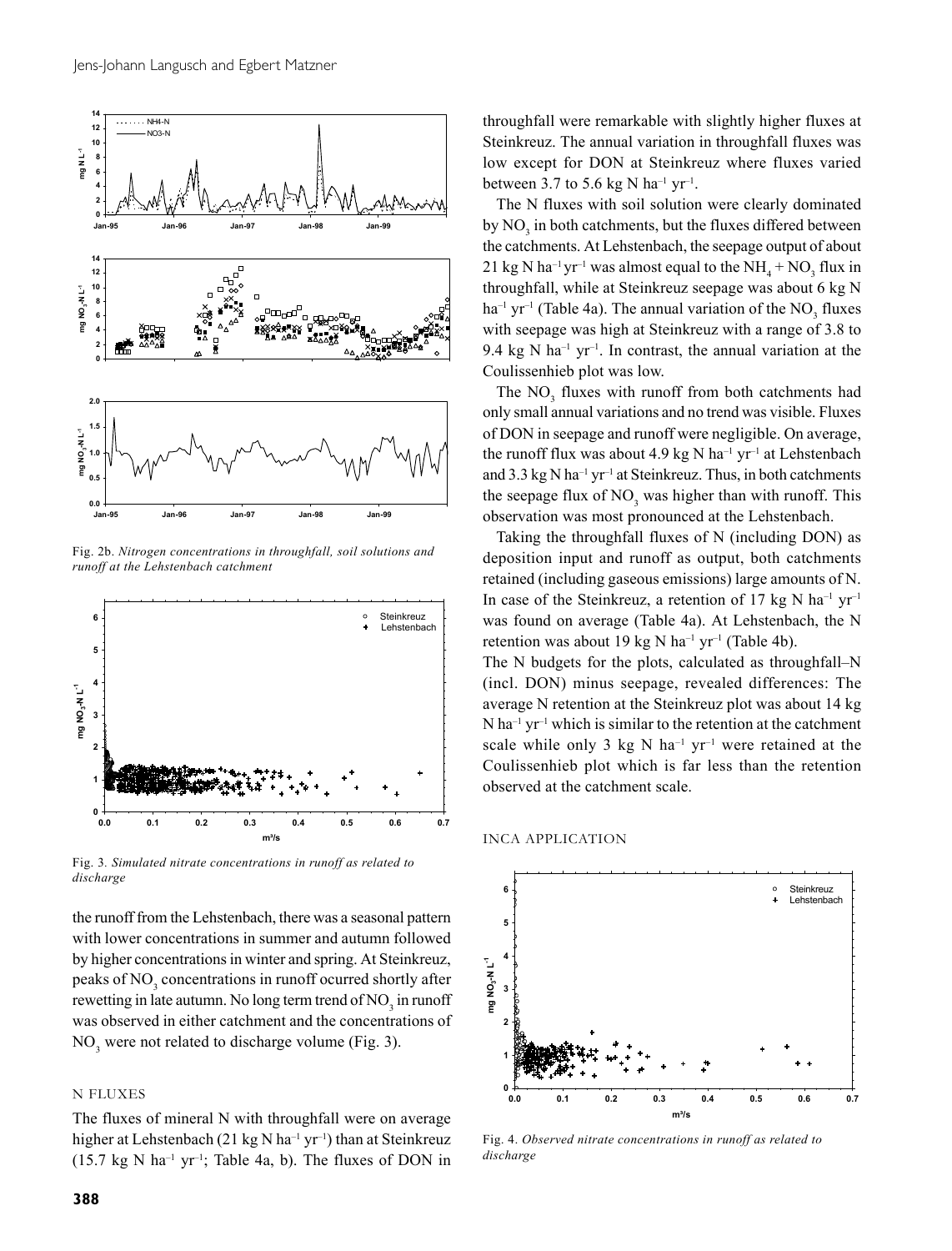Fig. 2b. *Nitrogen concentrations in throughfall, soil solutions and runoff at the Lehstenbach catchment*

Fig. 3. *Simulated nitrate concentrations in runoff as related to discharge*

the runoff from the Lehstenbach, there was a seasonal pattern with lower concentrations in summer and autumn followed by higher concentrations in winter and spring. At Steinkreuz, peaks of $NO_3$ concentrations in runoff ocurred shortly after rewetting in late autumn. No long term trend of $NO_3$ in runoff was observed in either catchment and the concentrations of $NO_3$ were not related to discharge volume (Fig. 3).

## N FLUXES

The fluxes of mineral N with throughfall were on average higher at Lehstenbach (21 kg N $ha^{-1}$ $yr^{-1}$) than at Steinkreuz (15.7 kg N $ha^{-1}$ $yr^{-1}$; Table 4a, b). The fluxes of DON in throughfall were remarkable with slightly higher fluxes at Steinkreuz. The annual variation in throughfall fluxes was low except for DON at Steinkreuz where fluxes varied between 3.7 to 5.6 kg N $ha^{-1}$ $yr^{-1}$.

The N fluxes with soil solution were clearly dominated by $NO_3$ in both catchments, but the fluxes differed between the catchments. At Lehstenbach, the seepage output of about 21 kg N $ha^{-1}$ $yr^{-1}$ was almost equal to the $NH_4$ + $NO_3$ flux in throughfall, while at Steinkreuz seepage was about 6 kg N $ha^{-1}$ $yr^{-1}$ (Table 4a). The annual variation of the $NO_3$ fluxes with seepage was high at Steinkreuz with a range of 3.8 to 9.4 kg N $ha^{-1}$ $yr^{-1}$. In contrast, the annual variation at the Coulissenhieb plot was low.

The $NO_3$ fluxes with runoff from both catchments had only small annual variations and no trend was visible. Fluxes of DON in seepage and runoff were negligible. On average, the runoff flux was about 4.9 kg N $ha^{-1}$ $yr^{-1}$ at Lehstenbach and 3.3 kg N $ha^{-1}$ $yr^{-1}$ at Steinkreuz. Thus, in both catchments the seepage flux of $NO_3$ was higher than with runoff. This observation was most pronounced at the Lehstenbach.

Taking the throughfall fluxes of N (including DON) as deposition input and runoff as output, both catchments retained (including gaseous emissions) large amounts of N. In case of the Steinkreuz, a retention of 17 kg N $ha^{-1}$ $yr^{-1}$ was found on average (Table 4a). At Lehstenbach, the N retention was about 19 kg N $ha^{-1}$ $yr^{-1}$ (Table 4b).

The N budgets for the plots, calculated as throughfall–N (incl. DON) minus seepage, revealed differences: The average N retention at the Steinkreuz plot was about 14 kg N $ha^{-1}$ $yr^{-1}$ which is similar to the retention at the catchment scale while only 3 kg N $ha^{-1}$ $yr^{-1}$ were retained at the Coulissenhieb plot which is far less than the retention observed at the catchment scale.

## INCA APPLICATION

Fig. 4. *Observed nitrate concentrations in runoff as related to discharge*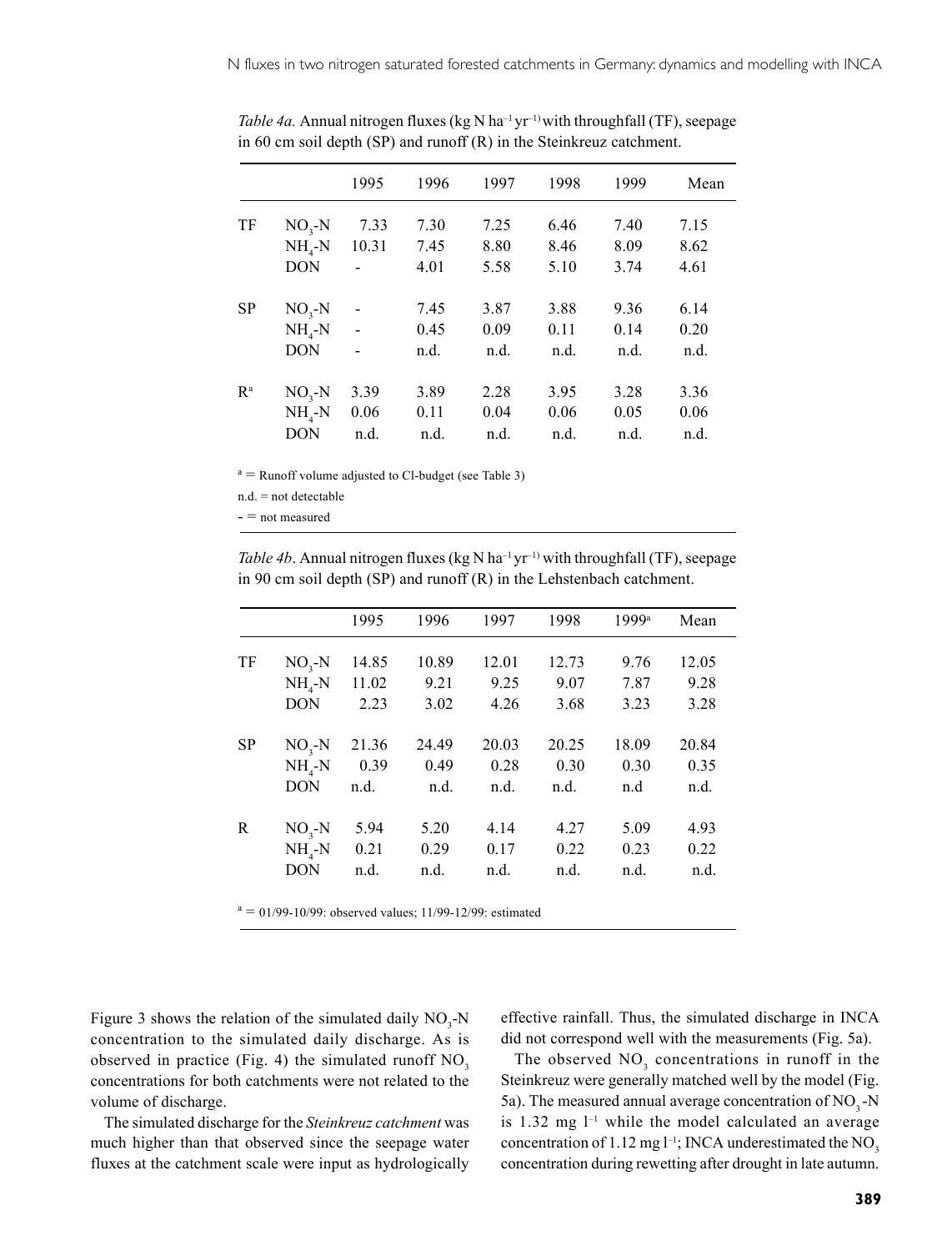*Table 4a.* Annual nitrogen fluxes (kg N $ha^{-1}$ $yr^{-1}$) with throughfall (TF), seepage in 60 cm soil depth (SP) and runoff (R) in the Steinkreuz catchment.

| | | 1995 | 1996 | 1997 | 1998 | 1999 | Mean |
|---|---|---|---|---|---|---|---|
| TF | $NO_3$-N | 7.33 | 7.30 | 7.25 | 6.46 | 7.40 | 7.15 |
| | $NH_4$-N | 10.31 | 7.45 | 8.80 | 8.46 | 8.09 | 8.62 |
| | DON | - | 4.01 | 5.58 | 5.10 | 3.74 | 4.61 |
| SP | $NO_3$-N | - | 7.45 | 3.87 | 3.88 | 9.36 | 6.14 |
| | $NH_4$-N | - | 0.45 | 0.09 | 0.11 | 0.14 | 0.20 |
| | DON | - | n.d. | n.d. | n.d. | n.d. | n.d. |
| R[a] | $NO_3$-N | 3.39 | 3.89 | 2.28 | 3.95 | 3.28 | 3.36 |
| | $NH_4$-N | 0.06 | 0.11 | 0.04 | 0.06 | 0.05 | 0.06 |
| | DON | n.d. | n.d. | n.d. | n.d. | n.d. | n.d. |

[a] = Runoff volume adjusted to Cl-budget (see Table 3)

n.d. = not detectable

- = not measured

*Table 4b*. Annual nitrogen fluxes (kg N $ha^{-1}$ $yr^{-1}$) with throughfall (TF), seepage in 90 cm soil depth (SP) and runoff (R) in the Lehstenbach catchment.

| | | 1995 | 1996 | 1997 | 1998 | 1999[a] | Mean |
|---|---|---|---|---|---|---|---|
| TF | $NO_3$-N | 14.85 | 10.89 | 12.01 | 12.73 | 9.76 | 12.05 |
| | $NH_4$-N | 11.02 | 9.21 | 9.25 | 9.07 | 7.87 | 9.28 |
| | DON | 2.23 | 3.02 | 4.26 | 3.68 | 3.23 | 3.28 |
| SP | $NO_3$-N | 21.36 | 24.49 | 20.03 | 20.25 | 18.09 | 20.84 |
| | $NH_4$-N | 0.39 | 0.49 | 0.28 | 0.30 | 0.30 | 0.35 |
| | DON | n.d. | n.d. | n.d. | n.d. | n.d | n.d. |
| R | $NO_3$-N | 5.94 | 5.20 | 4.14 | 4.27 | 5.09 | 4.93 |
| | $NH_4$-N | 0.21 | 0.29 | 0.17 | 0.22 | 0.23 | 0.22 |
| | DON | n.d. | n.d. | n.d. | n.d. | n.d. | n.d. |

[a] = 01/99-10/99: observed values; 11/99-12/99: estimated

Figure 3 shows the relation of the simulated daily $NO_3$-N concentration to the simulated daily discharge. As is observed in practice (Fig. 4) the simulated runoff $NO_3$ concentrations for both catchments were not related to the volume of discharge.

The simulated discharge for the *Steinkreuz catchment* was much higher than that observed since the seepage water fluxes at the catchment scale were input as hydrologically effective rainfall. Thus, the simulated discharge in INCA did not correspond well with the measurements (Fig. 5a).

The observed $NO_3$ concentrations in runoff in the Steinkreuz were generally matched well by the model (Fig. 5a). The measured annual average concentration of $NO_3$-N is 1.32 mg $l^{-1}$ while the model calculated an average concentration of 1.12 mg $l^{-1}$; INCA underestimated the $NO_3$ concentration during rewetting after drought in late autumn.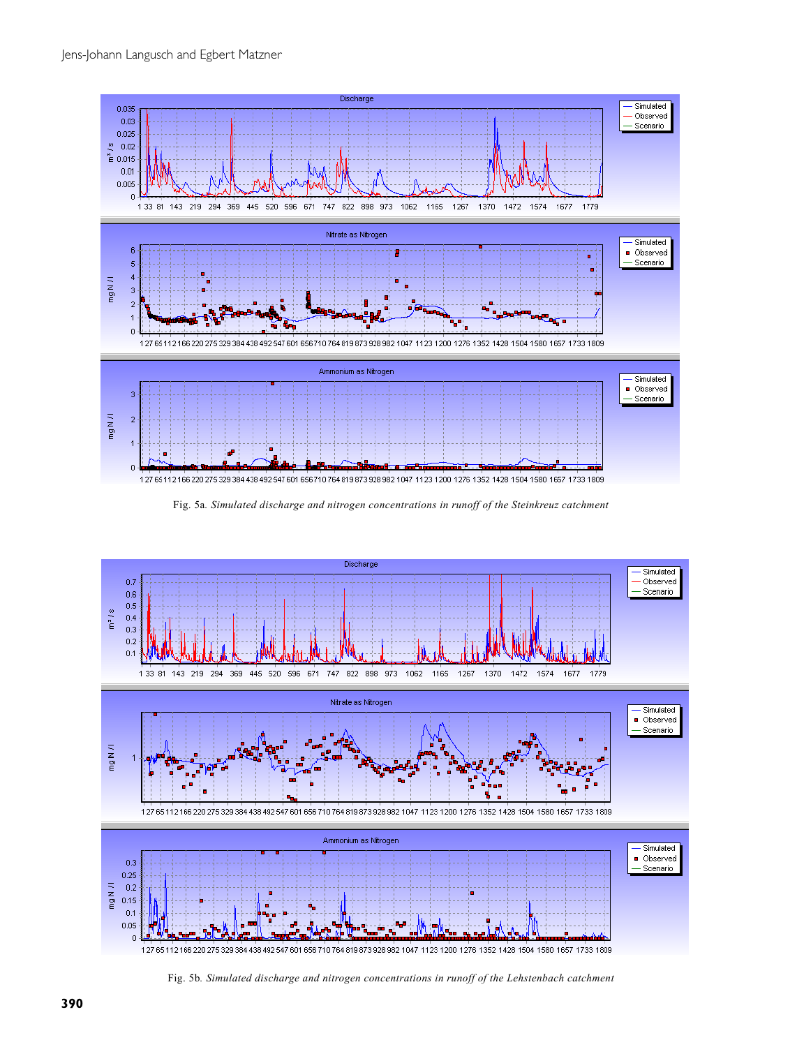Fig. 5a. *Simulated discharge and nitrogen concentrations in runoff of the Steinkreuz catchment*

Fig. 5b. *Simulated discharge and nitrogen concentrations in runoff of the Lehstenbach catchment*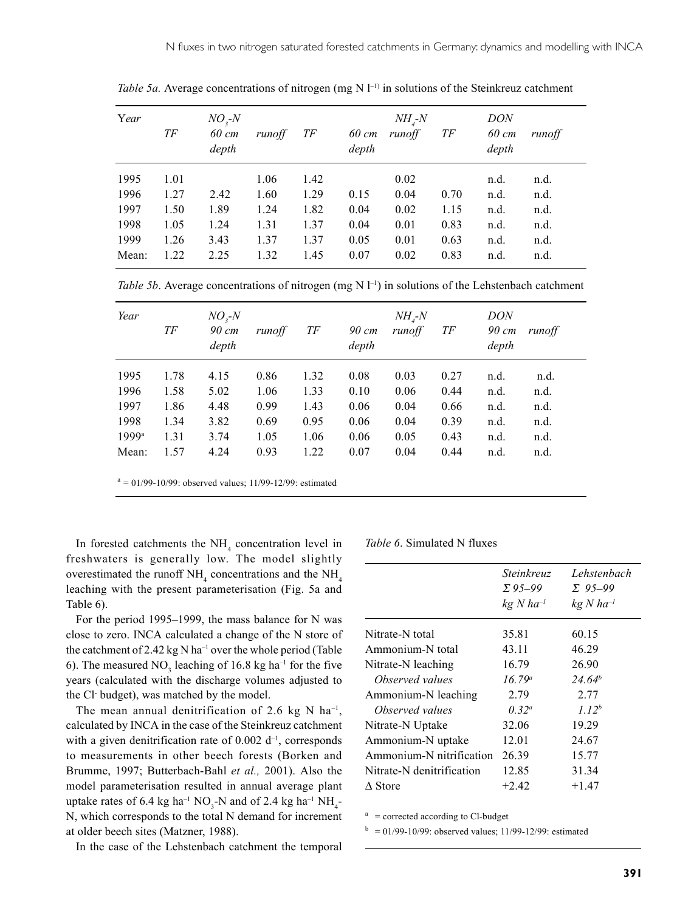*Table 5a.* Average concentrations of nitrogen (mg N l[–1]) in solutions of the Steinkreuz catchment

| Year | $NO_3$-N | | | $NH_4$-N | | | DON | | |
|---|---|---|---|---|---|---|---|---|---|
| | TF | 60 cm depth | runoff | TF | 60 cm depth | runoff | TF | 60 cm depth | runoff |
| 1995 | 1.01 | | 1.06 | 1.42 | | 0.02 | | n.d. | n.d. |
| 1996 | 1.27 | 2.42 | 1.60 | 1.29 | 0.15 | 0.04 | 0.70 | n.d. | n.d. |
| 1997 | 1.50 | 1.89 | 1.24 | 1.82 | 0.04 | 0.02 | 1.15 | n.d. | n.d. |
| 1998 | 1.05 | 1.24 | 1.31 | 1.37 | 0.04 | 0.01 | 0.83 | n.d. | n.d. |
| 1999 | 1.26 | 3.43 | 1.37 | 1.37 | 0.05 | 0.01 | 0.63 | n.d. | n.d. |
| Mean: | 1.22 | 2.25 | 1.32 | 1.45 | 0.07 | 0.02 | 0.83 | n.d. | n.d. |

*Table 5b*. Average concentrations of nitrogen (mg N l[–1]) in solutions of the Lehstenbach catchment

| Year | $NO_3$-N | | | $NH_4$-N | | | DON | | |
|---|---|---|---|---|---|---|---|---|---|
| | TF | 90 cm depth | runoff | TF | 90 cm depth | runoff | TF | 90 cm depth | runoff |
| 1995 | 1.78 | 4.15 | 0.86 | 1.32 | 0.08 | 0.03 | 0.27 | n.d. | n.d. |
| 1996 | 1.58 | 5.02 | 1.06 | 1.33 | 0.10 | 0.06 | 0.44 | n.d. | n.d. |
| 1997 | 1.86 | 4.48 | 0.99 | 1.43 | 0.06 | 0.04 | 0.66 | n.d. | n.d. |
| 1998 | 1.34 | 3.82 | 0.69 | 0.95 | 0.06 | 0.04 | 0.39 | n.d. | n.d. |
| 1999[a] | 1.31 | 3.74 | 1.05 | 1.06 | 0.06 | 0.05 | 0.43 | n.d. | n.d. |
| Mean: | 1.57 | 4.24 | 0.93 | 1.22 | 0.07 | 0.04 | 0.44 | n.d. | n.d. |

[a] = 01/99-10/99: observed values; 11/99-12/99: estimated

In forested catchments the $NH_4$ concentration level in freshwaters is generally low. The model slightly overestimated the runoff $NH_4$ concentrations and the $NH_4$ leaching with the present parameterisation (Fig. 5a and Table 6).

For the period 1995–1999, the mass balance for N was close to zero. INCA calculated a change of the N store of the catchment of 2.42 kg N ha[–1] over the whole period (Table 6). The measured $NO_3$ leaching of 16.8 kg ha[–1] for the five years (calculated with the discharge volumes adjusted to the $Cl^-$ budget), was matched by the model.

The mean annual denitrification of 2.6 kg N ha[–1], calculated by INCA in the case of the Steinkreuz catchment with a given denitrification rate of 0.002 d[–1], corresponds to measurements in other beech forests (Borken and Brumme, 1997; Butterbach-Bahl *et al.,* 2001). Also the model parameterisation resulted in annual average plant uptake rates of 6.4 kg ha[–1] $NO_3$-N and of 2.4 kg ha[–1] $NH_4$-N, which corresponds to the total N demand for increment at older beech sites (Matzner, 1988).

In the case of the Lehstenbach catchment the temporal

*Table 6*. Simulated N fluxes

| | *Steinkreuz* $\Sigma$ *95–99* kg N ha[–1] | *Lehstenbach* $\Sigma$ *95–99* kg N ha[–1] |
|---|---|---|
| Nitrate-N total | 35.81 | 60.15 |
| Ammonium-N total | 43.11 | 46.29 |
| Nitrate-N leaching | 16.79 | 26.90 |
| *Observed values* | *16.79*[a] | *24.64*[b] |
| Ammonium-N leaching | 2.79 | 2.77 |
| *Observed values* | *0.32*[a] | *1.12*[b] |
| Nitrate-N Uptake | 32.06 | 19.29 |
| Ammonium-N uptake | 12.01 | 24.67 |
| Ammonium-N nitrification | 26.39 | 15.77 |
| Nitrate-N denitrification | 12.85 | 31.34 |
| $\Delta$ Store | +2.42 | +1.47 |

[a] = corrected according to Cl-budget

[b] = 01/99-10/99: observed values; 11/99-12/99: estimated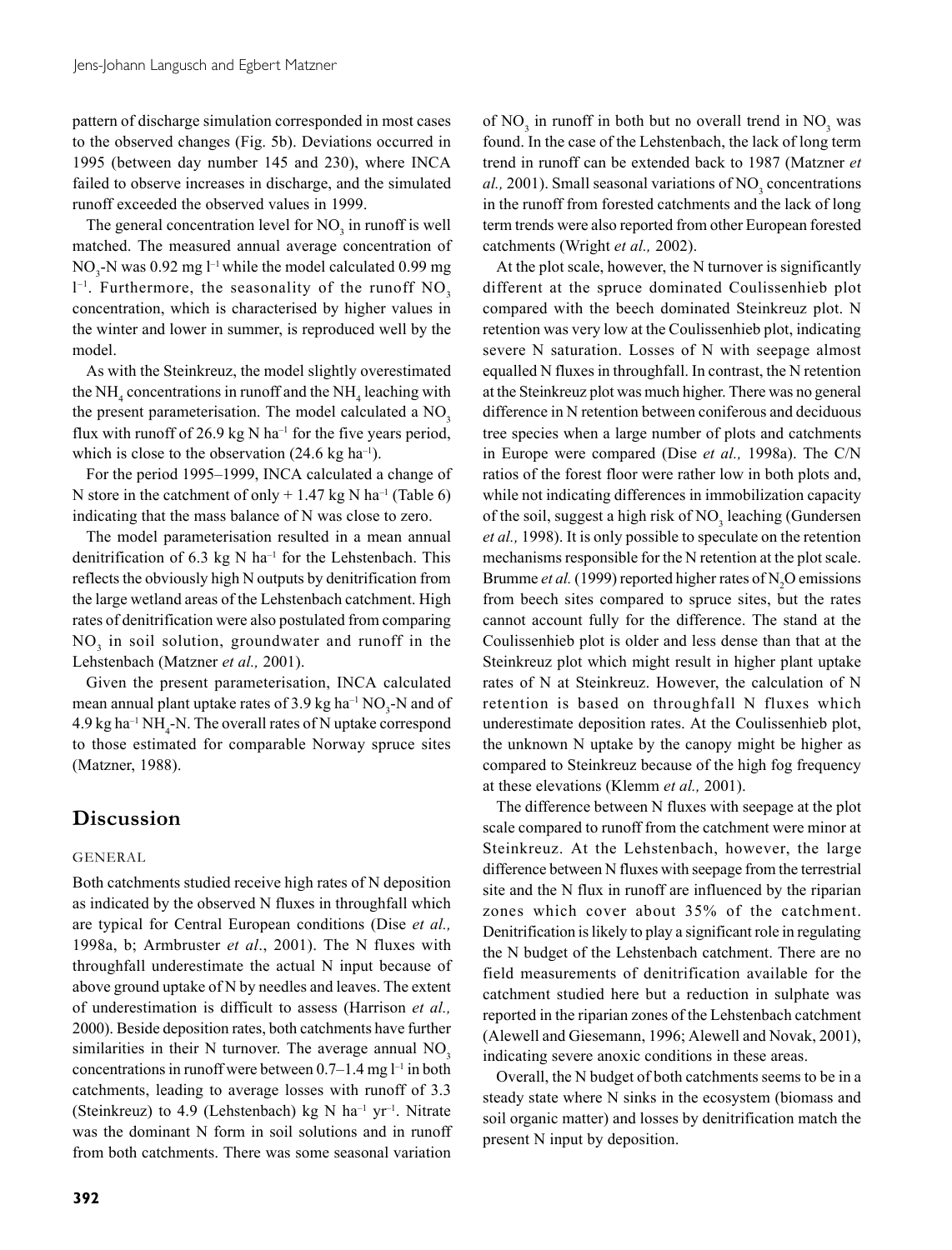pattern of discharge simulation corresponded in most cases to the observed changes (Fig. 5b). Deviations occurred in 1995 (between day number 145 and 230), where INCA failed to observe increases in discharge, and the simulated runoff exceeded the observed values in 1999.

The general concentration level for $NO_3$ in runoff is well matched. The measured annual average concentration of $NO_3$-N was 0.92 mg $l^{-1}$ while the model calculated 0.99 mg $l^{-1}$. Furthermore, the seasonality of the runoff $NO_3$ concentration, which is characterised by higher values in the winter and lower in summer, is reproduced well by the model.

As with the Steinkreuz, the model slightly overestimated the $NH_4$ concentrations in runoff and the $NH_4$ leaching with the present parameterisation. The model calculated a $NO_3$ flux with runoff of 26.9 kg N $ha^{-1}$ for the five years period, which is close to the observation (24.6 kg $ha^{-1}$).

For the period 1995–1999, INCA calculated a change of N store in the catchment of only + 1.47 kg N $ha^{-1}$ (Table 6) indicating that the mass balance of N was close to zero.

The model parameterisation resulted in a mean annual denitrification of 6.3 kg N $ha^{-1}$ for the Lehstenbach. This reflects the obviously high N outputs by denitrification from the large wetland areas of the Lehstenbach catchment. High rates of denitrification were also postulated from comparing $NO_3$ in soil solution, groundwater and runoff in the Lehstenbach (Matzner *et al.,* 2001).

Given the present parameterisation, INCA calculated mean annual plant uptake rates of 3.9 kg $ha^{-1}$ $NO_3$-N and of 4.9 kg $ha^{-1}$ $NH_4$-N. The overall rates of N uptake correspond to those estimated for comparable Norway spruce sites (Matzner, 1988).

## Discussion

### GENERAL

Both catchments studied receive high rates of N deposition as indicated by the observed N fluxes in throughfall which are typical for Central European conditions (Dise *et al.,* 1998a, b; Armbruster *et al*., 2001). The N fluxes with throughfall underestimate the actual N input because of above ground uptake of N by needles and leaves. The extent of underestimation is difficult to assess (Harrison *et al.,* 2000). Beside deposition rates, both catchments have further similarities in their N turnover. The average annual $NO_3$ concentrations in runoff were between 0.7–1.4 mg $l^{-1}$ in both catchments, leading to average losses with runoff of 3.3 (Steinkreuz) to 4.9 (Lehstenbach) kg N $ha^{-1}$ $yr^{-1}$. Nitrate was the dominant N form in soil solutions and in runoff from both catchments. There was some seasonal variation of $NO_3$ in runoff in both but no overall trend in $NO_3$ was found. In the case of the Lehstenbach, the lack of long term trend in runoff can be extended back to 1987 (Matzner *et al.,* 2001). Small seasonal variations of $NO_3$ concentrations in the runoff from forested catchments and the lack of long term trends were also reported from other European forested catchments (Wright *et al.,* 2002).

At the plot scale, however, the N turnover is significantly different at the spruce dominated Coulissenhieb plot compared with the beech dominated Steinkreuz plot. N retention was very low at the Coulissenhieb plot, indicating severe N saturation. Losses of N with seepage almost equalled N fluxes in throughfall. In contrast, the N retention at the Steinkreuz plot was much higher. There was no general difference in N retention between coniferous and deciduous tree species when a large number of plots and catchments in Europe were compared (Dise *et al.,* 1998a). The C/N ratios of the forest floor were rather low in both plots and, while not indicating differences in immobilization capacity of the soil, suggest a high risk of $NO_3$ leaching (Gundersen *et al.,* 1998). It is only possible to speculate on the retention mechanisms responsible for the N retention at the plot scale. Brumme *et al.* (1999) reported higher rates of $N_2O$ emissions from beech sites compared to spruce sites, but the rates cannot account fully for the difference. The stand at the Coulissenhieb plot is older and less dense than that at the Steinkreuz plot which might result in higher plant uptake rates of N at Steinkreuz. However, the calculation of N retention is based on throughfall N fluxes which underestimate deposition rates. At the Coulissenhieb plot, the unknown N uptake by the canopy might be higher as compared to Steinkreuz because of the high fog frequency at these elevations (Klemm *et al.,* 2001).

The difference between N fluxes with seepage at the plot scale compared to runoff from the catchment were minor at Steinkreuz. At the Lehstenbach, however, the large difference between N fluxes with seepage from the terrestrial site and the N flux in runoff are influenced by the riparian zones which cover about 35% of the catchment. Denitrification is likely to play a significant role in regulating the N budget of the Lehstenbach catchment. There are no field measurements of denitrification available for the catchment studied here but a reduction in sulphate was reported in the riparian zones of the Lehstenbach catchment (Alewell and Giesemann, 1996; Alewell and Novak, 2001), indicating severe anoxic conditions in these areas.

Overall, the N budget of both catchments seems to be in a steady state where N sinks in the ecosystem (biomass and soil organic matter) and losses by denitrification match the present N input by deposition.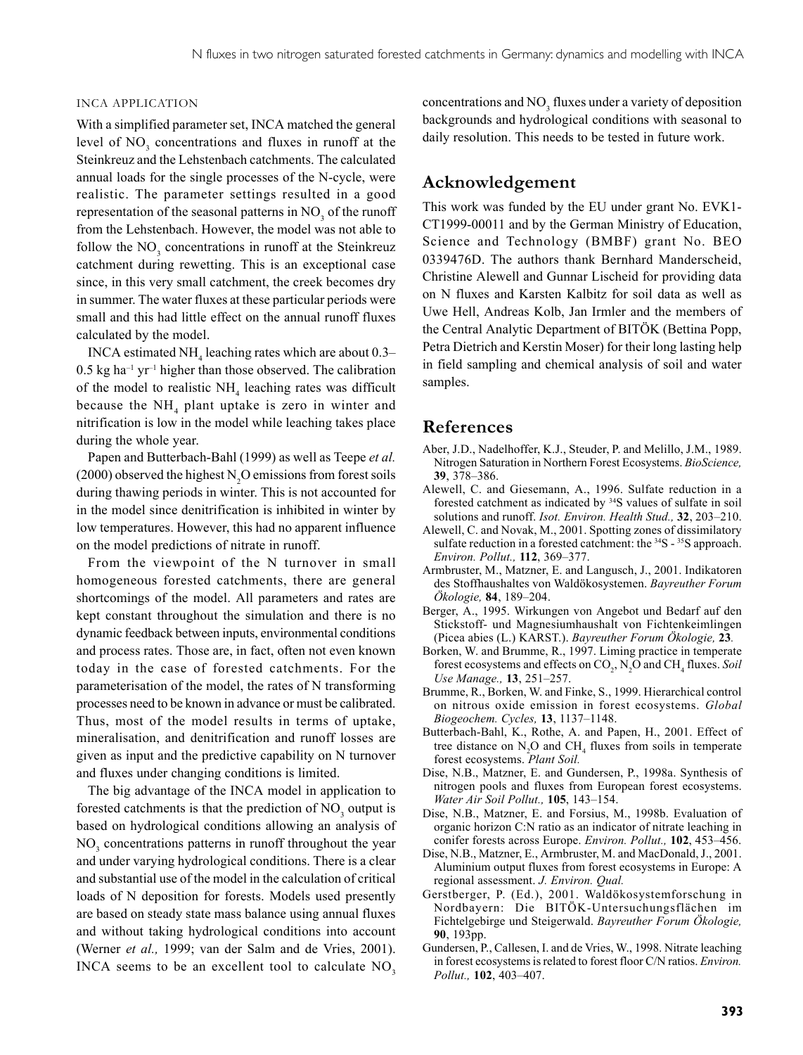### INCA APPLICATION

With a simplified parameter set, INCA matched the general level of $NO_3$ concentrations and fluxes in runoff at the Steinkreuz and the Lehstenbach catchments. The calculated annual loads for the single processes of the N-cycle, were realistic. The parameter settings resulted in a good representation of the seasonal patterns in $NO_3$ of the runoff from the Lehstenbach. However, the model was not able to follow the $NO_3$ concentrations in runoff at the Steinkreuz catchment during rewetting. This is an exceptional case since, in this very small catchment, the creek becomes dry in summer. The water fluxes at these particular periods were small and this had little effect on the annual runoff fluxes calculated by the model.

INCA estimated $NH_4$ leaching rates which are about 0.3–0.5 kg $ha^{-1}$ $yr^{-1}$ higher than those observed. The calibration of the model to realistic $NH_4$ leaching rates was difficult because the $NH_4$ plant uptake is zero in winter and nitrification is low in the model while leaching takes place during the whole year.

Papen and Butterbach-Bahl (1999) as well as Teepe *et al.* (2000) observed the highest $N_2O$ emissions from forest soils during thawing periods in winter. This is not accounted for in the model since denitrification is inhibited in winter by low temperatures. However, this had no apparent influence on the model predictions of nitrate in runoff.

From the viewpoint of the N turnover in small homogeneous forested catchments, there are general shortcomings of the model. All parameters and rates are kept constant throughout the simulation and there is no dynamic feedback between inputs, environmental conditions and process rates. Those are, in fact, often not even known today in the case of forested catchments. For the parameterisation of the model, the rates of N transforming processes need to be known in advance or must be calibrated. Thus, most of the model results in terms of uptake, mineralisation, and denitrification and runoff losses are given as input and the predictive capability on N turnover and fluxes under changing conditions is limited.

The big advantage of the INCA model in application to forested catchments is that the prediction of $NO_3$ output is based on hydrological conditions allowing an analysis of $NO_3$ concentrations patterns in runoff throughout the year and under varying hydrological conditions. There is a clear and substantial use of the model in the calculation of critical loads of N deposition for forests. Models used presently are based on steady state mass balance using annual fluxes and without taking hydrological conditions into account (Werner *et al.,* 1999; van der Salm and de Vries, 2001). INCA seems to be an excellent tool to calculate $NO_3$ concentrations and $NO_3$ fluxes under a variety of deposition backgrounds and hydrological conditions with seasonal to daily resolution. This needs to be tested in future work.

## Acknowledgement

This work was funded by the EU under grant No. EVK1-CT1999-00011 and by the German Ministry of Education, Science and Technology (BMBF) grant No. BEO 0339476D. The authors thank Bernhard Manderscheid, Christine Alewell and Gunnar Lischeid for providing data on N fluxes and Karsten Kalbitz for soil data as well as Uwe Hell, Andreas Kolb, Jan Irmler and the members of the Central Analytic Department of BITÖK (Bettina Popp, Petra Dietrich and Kerstin Moser) for their long lasting help in field sampling and chemical analysis of soil and water samples.

## References

Aber, J.D., Nadelhoffer, K.J., Steuder, P. and Melillo, J.M., 1989. Nitrogen Saturation in Northern Forest Ecosystems. *BioScience,* **39**, 378–386.

Alewell, C. and Giesemann, A., 1996. Sulfate reduction in a forested catchment as indicated by $^{34}S$ values of sulfate in soil solutions and runoff. *Isot. Environ. Health Stud.,* **32**, 203–210.

Alewell, C. and Novak, M., 2001. Spotting zones of dissimilatory sulfate reduction in a forested catchment: the $^{34}S$ - $^{35}S$ approach. *Environ. Pollut.,* **112**, 369–377.

Armbruster, M., Matzner, E. and Langusch, J., 2001. Indikatoren des Stoffhaushaltes von Waldökosystemen. *Bayreuther Forum Ökologie,* **84**, 189–204.

Berger, A., 1995. Wirkungen von Angebot und Bedarf auf den Stickstoff- und Magnesiumhaushalt von Fichtenkeimlingen (Picea abies (L.) KARST.). *Bayreuther Forum Ökologie,* **23**.

Borken, W. and Brumme, R., 1997. Liming practice in temperate forest ecosystems and effects on $CO_2$, $N_2O$ and $CH_4$ fluxes. *Soil Use Manage.,* **13**, 251–257.

Brumme, R., Borken, W. and Finke, S., 1999. Hierarchical control on nitrous oxide emission in forest ecosystems. *Global Biogeochem. Cycles,* **13**, 1137–1148.

Butterbach-Bahl, K., Rothe, A. and Papen, H., 2001. Effect of tree distance on $N_2O$ and $CH_4$ fluxes from soils in temperate forest ecosystems. *Plant Soil.*

Dise, N.B., Matzner, E. and Gundersen, P., 1998a. Synthesis of nitrogen pools and fluxes from European forest ecosystems. *Water Air Soil Pollut.,* **105**, 143–154.

Dise, N.B., Matzner, E. and Forsius, M., 1998b. Evaluation of organic horizon C:N ratio as an indicator of nitrate leaching in conifer forests across Europe. *Environ. Pollut.,* **102**, 453–456.

Dise, N.B., Matzner, E., Armbruster, M. and MacDonald, J., 2001. Aluminium output fluxes from forest ecosystems in Europe: A regional assessment. *J. Environ. Qual.*

Gerstberger, P. (Ed.), 2001. Waldökosystemforschung in Nordbayern: Die BITÖK-Untersuchungsflächen im Fichtelgebirge und Steigerwald. *Bayreuther Forum Ökologie,* **90**, 193pp.

Gundersen, P., Callesen, I. and de Vries, W., 1998. Nitrate leaching in forest ecosystems is related to forest floor C/N ratios. *Environ. Pollut.,* **102**, 403–407.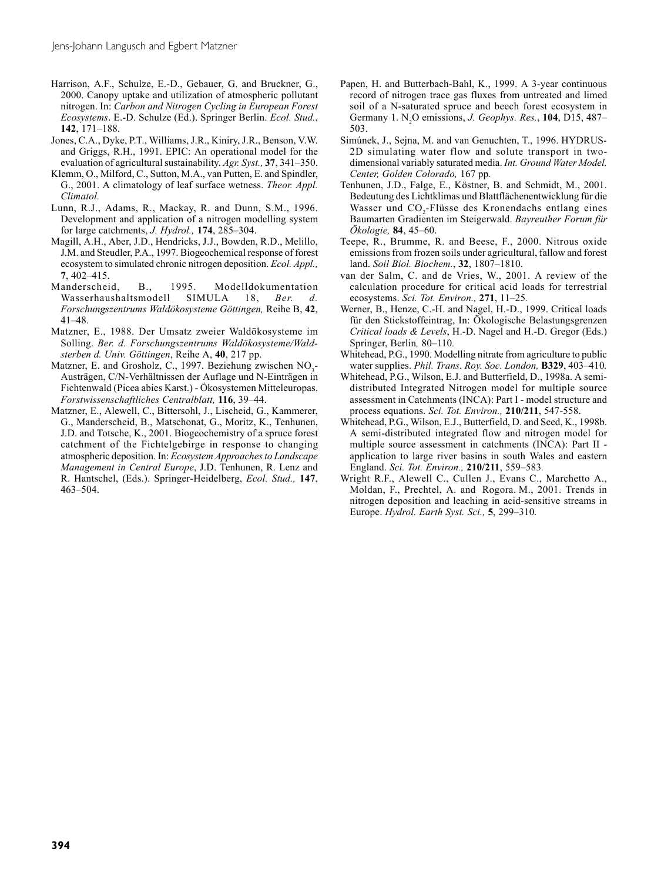Harrison, A.F., Schulze, E.-D., Gebauer, G. and Bruckner, G., 2000. Canopy uptake and utilization of atmospheric pollutant nitrogen. In: *Carbon and Nitrogen Cycling in European Forest Ecosystems*. E.-D. Schulze (Ed.). Springer Berlin. *Ecol. Stud.*, **142**, 171–188.

Jones, C.A., Dyke, P.T., Williams, J.R., Kiniry, J.R., Benson, V.W. and Griggs, R.H., 1991. EPIC: An operational model for the evaluation of agricultural sustainability. *Agr. Syst.,* **37**, 341–350.

Klemm, O., Milford, C., Sutton, M.A., van Putten, E. and Spindler, G., 2001. A climatology of leaf surface wetness. *Theor. Appl. Climatol.*

Lunn, R.J., Adams, R., Mackay, R. and Dunn, S.M., 1996. Development and application of a nitrogen modelling system for large catchments, *J. Hydrol.,* **174**, 285–304.

Magill, A.H., Aber, J.D., Hendricks, J.J., Bowden, R.D., Melillo, J.M. and Steudler, P.A., 1997. Biogeochemical response of forest ecosystem to simulated chronic nitrogen deposition. *Ecol. Appl.,* **7**, 402–415.

Manderscheid, B., 1995. Modelldokumentation Wasserhaushaltsmodell SIMULA 18, *Ber. d. Forschungszentrums Waldökosysteme Göttingen,* Reihe B, **42**, 41–48.

Matzner, E., 1988. Der Umsatz zweier Waldökosysteme im Solling. *Ber. d. Forschungszentrums Waldökosysteme/Waldsterben d. Univ. Göttingen*, Reihe A, **40**, 217 pp.

Matzner, E. and Grosholz, C., 1997. Beziehung zwischen $NO_3$-Austrägen, C/N-Verhältnissen der Auflage und N-Einträgen in Fichtenwald (Picea abies Karst.) - Ökosystemen Mitteleuropas. *Forstwissenschaftliches Centralblatt,* **116**, 39–44.

Matzner, E., Alewell, C., Bittersohl, J., Lischeid, G., Kammerer, G., Manderscheid, B., Matschonat, G., Moritz, K., Tenhunen, J.D. and Totsche, K., 2001. Biogeochemistry of a spruce forest catchment of the Fichtelgebirge in response to changing atmospheric deposition. In: *Ecosystem Approaches to Landscape Management in Central Europe*, J.D. Tenhunen, R. Lenz and R. Hantschel, (Eds.). Springer-Heidelberg, *Ecol. Stud.,* **147**, 463–504.

Papen, H. and Butterbach-Bahl, K., 1999. A 3-year continuous record of nitrogen trace gas fluxes from untreated and limed soil of a N-saturated spruce and beech forest ecosystem in Germany 1. $N_2O$ emissions, *J. Geophys. Res.*, **104**, D15, 487–503.

Simúnek, J., Sejna, M. and van Genuchten, T., 1996. HYDRUS-2D simulating water flow and solute transport in two-dimensional variably saturated media. *Int. Ground Water Model. Center, Golden Colorado,* 167 pp*.*

Tenhunen, J.D., Falge, E., Köstner, B. and Schmidt, M., 2001. Bedeutung des Lichtklimas und Blattflächenentwicklung für die Wasser und $CO_2$-Flüsse des Kronendachs entlang eines Baumarten Gradienten im Steigerwald. *Bayreuther Forum für Ökologie,* **84**, 45–60.

Teepe, R., Brumme, R. and Beese, F., 2000. Nitrous oxide emissions from frozen soils under agricultural, fallow and forest land. *Soil Biol. Biochem.*, **32**, 1807–1810.

van der Salm, C. and de Vries, W., 2001. A review of the calculation procedure for critical acid loads for terrestrial ecosystems. *Sci. Tot. Environ.,* **271**, 11–25*.*

Werner, B., Henze, C.-H. and Nagel, H.-D., 1999. Critical loads für den Stickstoffeintrag, In: Ökologische Belastungsgrenzen *Critical loads & Levels*, H.-D. Nagel and H.-D. Gregor (Eds.) Springer, Berlin*,* 80–110*.*

Whitehead, P.G., 1990. Modelling nitrate from agriculture to public water supplies. *Phil. Trans. Roy. Soc. London,* **B329**, 403–410*.*

Whitehead, P.G., Wilson, E.J. and Butterfield, D., 1998a. A semi-distributed Integrated Nitrogen model for multiple source assessment in Catchments (INCA): Part I - model structure and process equations. *Sci. Tot. Environ.,* **210/211**, 547-558.

Whitehead, P.G., Wilson, E.J., Butterfield, D. and Seed, K., 1998b. A semi-distributed integrated flow and nitrogen model for multiple source assessment in catchments (INCA): Part II - application to large river basins in south Wales and eastern England. *Sci. Tot. Environ.,* **210/211**, 559–583*.*

Wright R.F., Alewell C., Cullen J., Evans C., Marchetto A., Moldan, F., Prechtel, A. and Rogora. M., 2001. Trends in nitrogen deposition and leaching in acid-sensitive streams in Europe. *Hydrol. Earth Syst. Sci.,* **5**, 299–310*.*